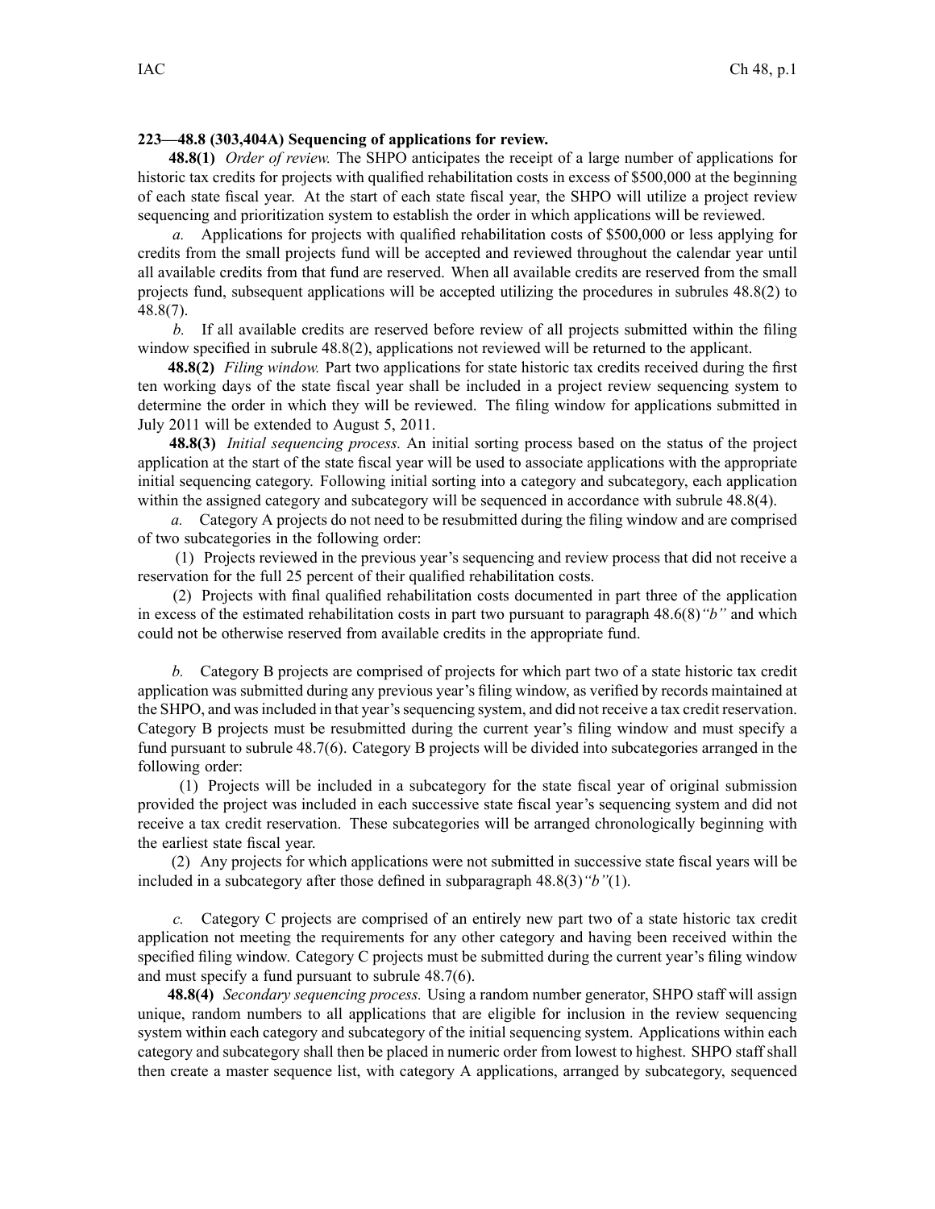**223—48.8 (303,404A) Sequencing of applications for review.**

**48.8(1)** *Order of review.* The SHPO anticipates the receipt of a large number of applications for historic tax credits for projects with qualified rehabilitation costs in excess of $500,000 at the beginning of each state fiscal year. At the start of each state fiscal year, the SHPO will utilize a project review sequencing and prioritization system to establish the order in which applications will be reviewed.

*a.* Applications for projects with qualified rehabilitation costs of $500,000 or less applying for credits from the small projects fund will be accepted and reviewed throughout the calendar year until all available credits from that fund are reserved. When all available credits are reserved from the small projects fund, subsequent applications will be accepted utilizing the procedures in subrules 48.8(2) to 48.8(7).

*b.* If all available credits are reserved before review of all projects submitted within the filing window specified in subrule 48.8(2), applications not reviewed will be returned to the applicant.

**48.8(2)** *Filing window.* Part two applications for state historic tax credits received during the first ten working days of the state fiscal year shall be included in a project review sequencing system to determine the order in which they will be reviewed. The filing window for applications submitted in July 2011 will be extended to August 5, 2011.

**48.8(3)** *Initial sequencing process.* An initial sorting process based on the status of the project application at the start of the state fiscal year will be used to associate applications with the appropriate initial sequencing category. Following initial sorting into a category and subcategory, each application within the assigned category and subcategory will be sequenced in accordance with subrule 48.8(4).

*a.* Category A projects do not need to be resubmitted during the filing window and are comprised of two subcategories in the following order:

(1) Projects reviewed in the previous year's sequencing and review process that did not receive a reservation for the full 25 percent of their qualified rehabilitation costs.

(2) Projects with final qualified rehabilitation costs documented in part three of the application in excess of the estimated rehabilitation costs in part two pursuant to paragraph 48.6(8)*"b"* and which could not be otherwise reserved from available credits in the appropriate fund.

*b.* Category B projects are comprised of projects for which part two of a state historic tax credit application was submitted during any previous year's filing window, as verified by records maintained at the SHPO, and was included in that year's sequencing system, and did not receive a tax credit reservation. Category B projects must be resubmitted during the current year's filing window and must specify a fund pursuant to subrule 48.7(6). Category B projects will be divided into subcategories arranged in the following order:

(1) Projects will be included in a subcategory for the state fiscal year of original submission provided the project was included in each successive state fiscal year's sequencing system and did not receive a tax credit reservation. These subcategories will be arranged chronologically beginning with the earliest state fiscal year.

(2) Any projects for which applications were not submitted in successive state fiscal years will be included in a subcategory after those defined in subparagraph 48.8(3)*"b"*(1).

*c.* Category C projects are comprised of an entirely new part two of a state historic tax credit application not meeting the requirements for any other category and having been received within the specified filing window. Category C projects must be submitted during the current year's filing window and must specify a fund pursuant to subrule 48.7(6).

**48.8(4)** *Secondary sequencing process.* Using a random number generator, SHPO staff will assign unique, random numbers to all applications that are eligible for inclusion in the review sequencing system within each category and subcategory of the initial sequencing system. Applications within each category and subcategory shall then be placed in numeric order from lowest to highest. SHPO staff shall then create a master sequence list, with category A applications, arranged by subcategory, sequenced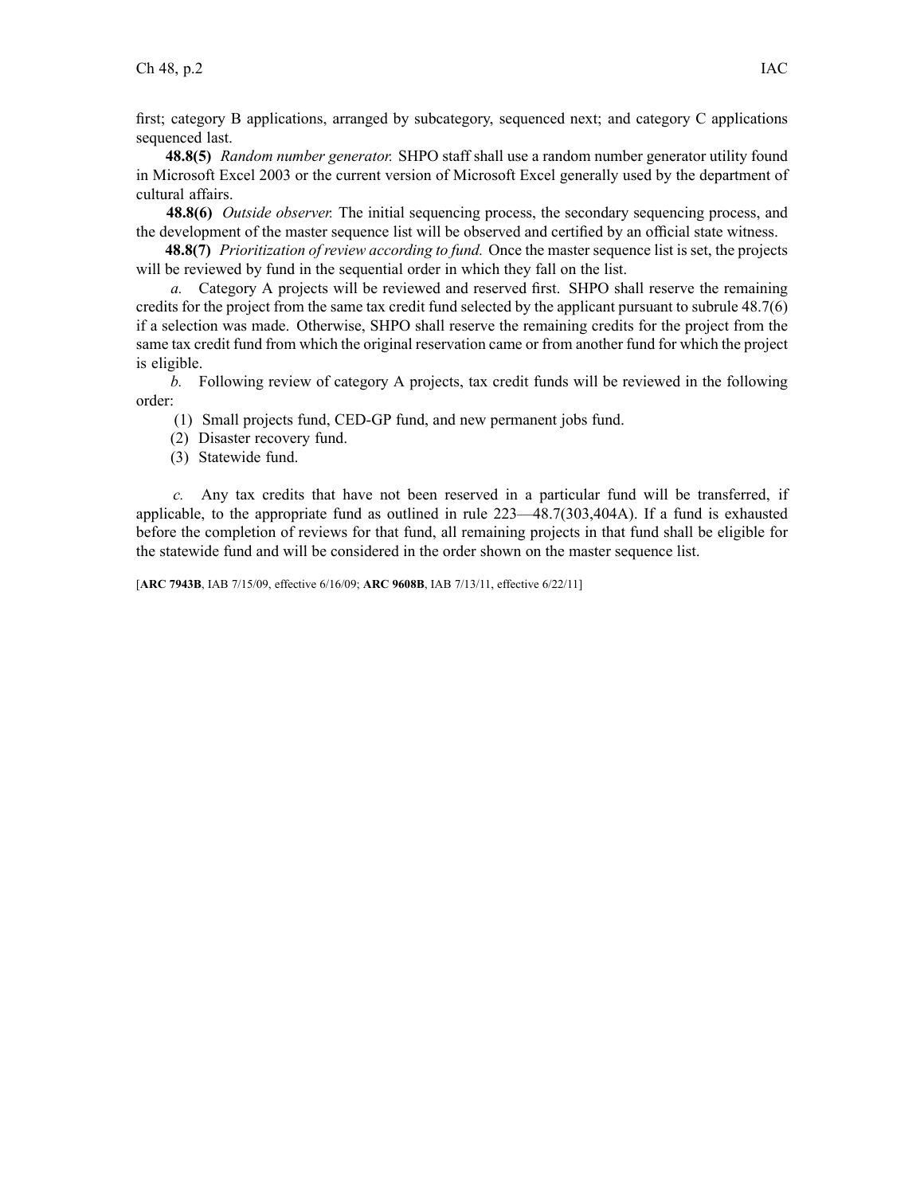first; category B applications, arranged by subcategory, sequenced next; and category C applications sequenced last.

**48.8(5)** *Random number generator.* SHPO staff shall use a random number generator utility found in Microsoft Excel 2003 or the current version of Microsoft Excel generally used by the department of cultural affairs.

**48.8(6)** *Outside observer.* The initial sequencing process, the secondary sequencing process, and the development of the master sequence list will be observed and certified by an official state witness.

**48.8(7)** *Prioritization of review according to fund.* Once the master sequence list is set, the projects will be reviewed by fund in the sequential order in which they fall on the list.

*a.* Category A projects will be reviewed and reserved first. SHPO shall reserve the remaining credits for the project from the same tax credit fund selected by the applicant pursuant to subrule 48.7(6) if a selection was made. Otherwise, SHPO shall reserve the remaining credits for the project from the same tax credit fund from which the original reservation came or from another fund for which the project is eligible.

*b.* Following review of category A projects, tax credit funds will be reviewed in the following order:

(1) Small projects fund, CED-GP fund, and new permanent jobs fund.

(2) Disaster recovery fund.

(3) Statewide fund.

*c.* Any tax credits that have not been reserved in a particular fund will be transferred, if applicable, to the appropriate fund as outlined in rule 223—48.7(303,404A). If a fund is exhausted before the completion of reviews for that fund, all remaining projects in that fund shall be eligible for the statewide fund and will be considered in the order shown on the master sequence list.

[**ARC 7943B**, IAB 7/15/09, effective 6/16/09; **ARC 9608B**, IAB 7/13/11, effective 6/22/11]